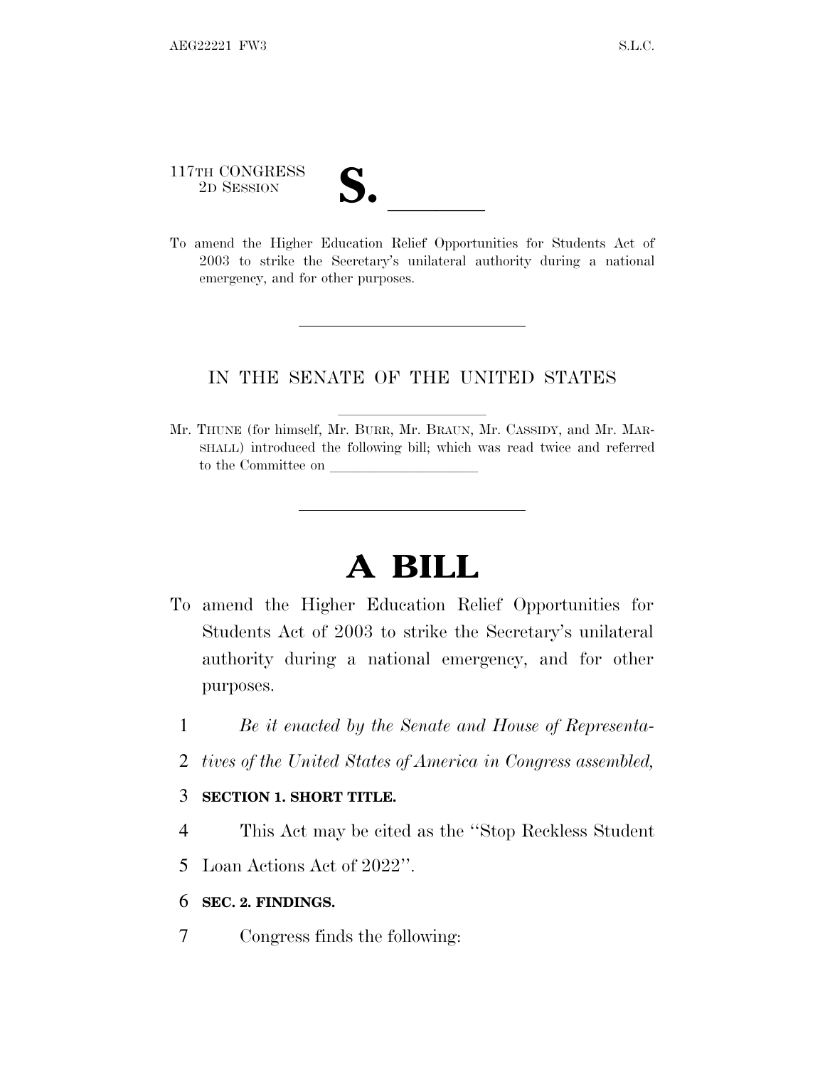117TH CONGRESS
2D SESSION

**S. \_\_\_\_\_\_**

To amend the Higher Education Relief Opportunities for Students Act of 2003 to strike the Secretary's unilateral authority during a national emergency, and for other purposes.

---

IN THE SENATE OF THE UNITED STATES

Mr. THUNE (for himself, Mr. BURR, Mr. BRAUN, Mr. CASSIDY, and Mr. MARSHALL) introduced the following bill; which was read twice and referred to the Committee on \_\_\_\_\_\_\_\_\_\_\_\_\_\_\_\_\_\_\_\_

---

# A BILL

To amend the Higher Education Relief Opportunities for Students Act of 2003 to strike the Secretary's unilateral authority during a national emergency, and for other purposes.

*Be it enacted by the Senate and House of Representatives of the United States of America in Congress assembled,*

**SECTION 1. SHORT TITLE.**

This Act may be cited as the "Stop Reckless Student Loan Actions Act of 2022".

**SEC. 2. FINDINGS.**

Congress finds the following: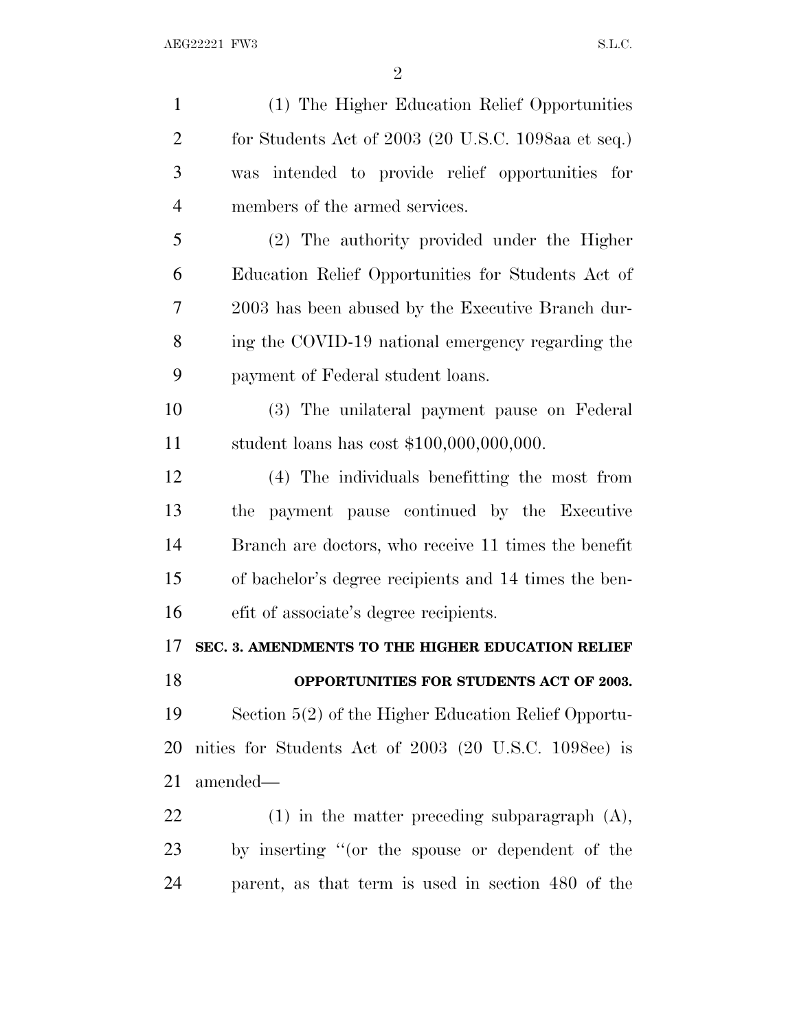(1) The Higher Education Relief Opportunities for Students Act of 2003 (20 U.S.C. 1098aa et seq.) was intended to provide relief opportunities for members of the armed services.

(2) The authority provided under the Higher Education Relief Opportunities for Students Act of 2003 has been abused by the Executive Branch during the COVID-19 national emergency regarding the payment of Federal student loans.

(3) The unilateral payment pause on Federal student loans has cost $100,000,000,000.

(4) The individuals benefitting the most from the payment pause continued by the Executive Branch are doctors, who receive 11 times the benefit of bachelor's degree recipients and 14 times the benefit of associate's degree recipients.

**SEC. 3. AMENDMENTS TO THE HIGHER EDUCATION RELIEF OPPORTUNITIES FOR STUDENTS ACT OF 2003.**

Section 5(2) of the Higher Education Relief Opportunities for Students Act of 2003 (20 U.S.C. 1098ee) is amended—

(1) in the matter preceding subparagraph (A), by inserting "(or the spouse or dependent of the parent, as that term is used in section 480 of the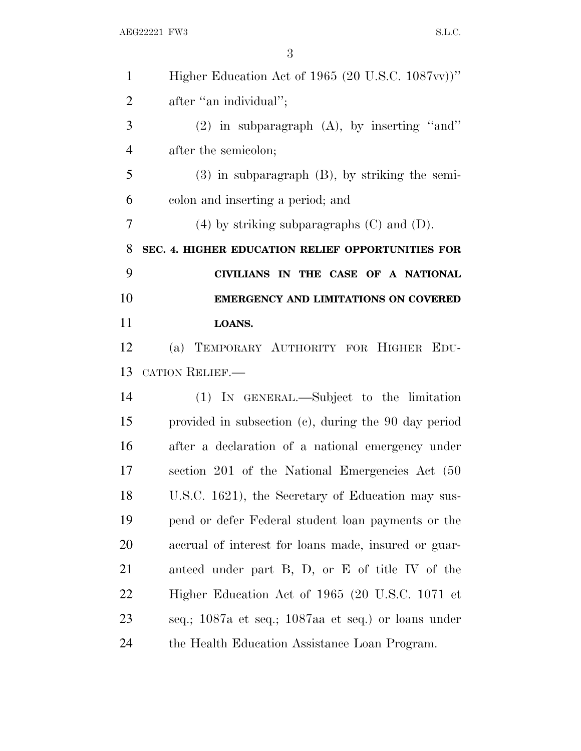Higher Education Act of 1965 (20 U.S.C. 1087vv))'' after ''an individual'';

(2) in subparagraph (A), by inserting ''and'' after the semicolon;

(3) in subparagraph (B), by striking the semicolon and inserting a period; and

(4) by striking subparagraphs (C) and (D).

## SEC. 4. HIGHER EDUCATION RELIEF OPPORTUNITIES FOR CIVILIANS IN THE CASE OF A NATIONAL EMERGENCY AND LIMITATIONS ON COVERED LOANS.

(a) TEMPORARY AUTHORITY FOR HIGHER EDUCATION RELIEF.—

(1) IN GENERAL.—Subject to the limitation provided in subsection (c), during the 90 day period after a declaration of a national emergency under section 201 of the National Emergencies Act (50 U.S.C. 1621), the Secretary of Education may suspend or defer Federal student loan payments or the accrual of interest for loans made, insured or guaranteed under part B, D, or E of title IV of the Higher Education Act of 1965 (20 U.S.C. 1071 et seq.; 1087a et seq.; 1087aa et seq.) or loans under the Health Education Assistance Loan Program.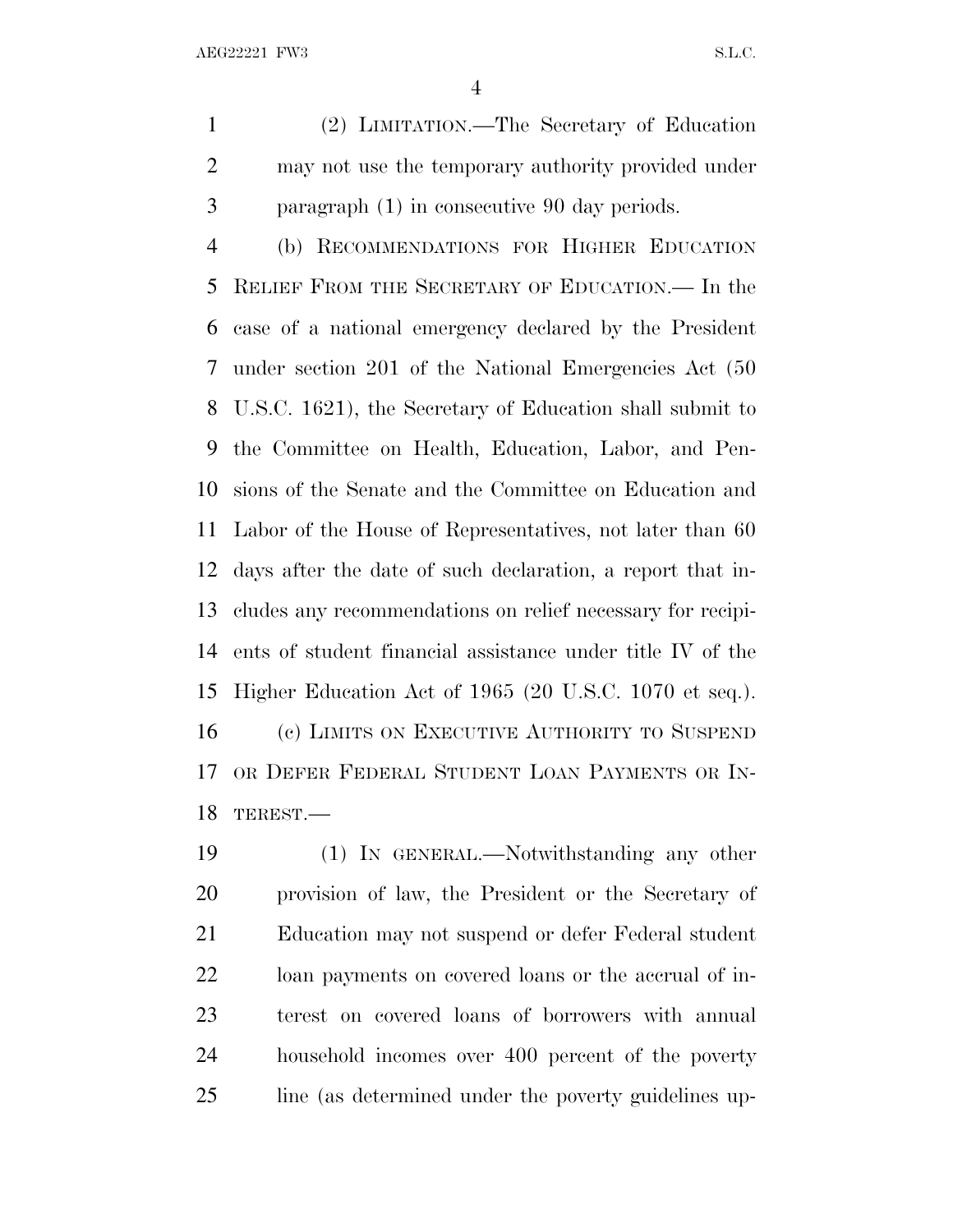(2) LIMITATION.—The Secretary of Education may not use the temporary authority provided under paragraph (1) in consecutive 90 day periods.

(b) RECOMMENDATIONS FOR HIGHER EDUCATION RELIEF FROM THE SECRETARY OF EDUCATION.— In the case of a national emergency declared by the President under section 201 of the National Emergencies Act (50 U.S.C. 1621), the Secretary of Education shall submit to the Committee on Health, Education, Labor, and Pensions of the Senate and the Committee on Education and Labor of the House of Representatives, not later than 60 days after the date of such declaration, a report that includes any recommendations on relief necessary for recipients of student financial assistance under title IV of the Higher Education Act of 1965 (20 U.S.C. 1070 et seq.).

(c) LIMITS ON EXECUTIVE AUTHORITY TO SUSPEND OR DEFER FEDERAL STUDENT LOAN PAYMENTS OR INTEREST.—

(1) IN GENERAL.—Notwithstanding any other provision of law, the President or the Secretary of Education may not suspend or defer Federal student loan payments on covered loans or the accrual of interest on covered loans of borrowers with annual household incomes over 400 percent of the poverty line (as determined under the poverty guidelines up-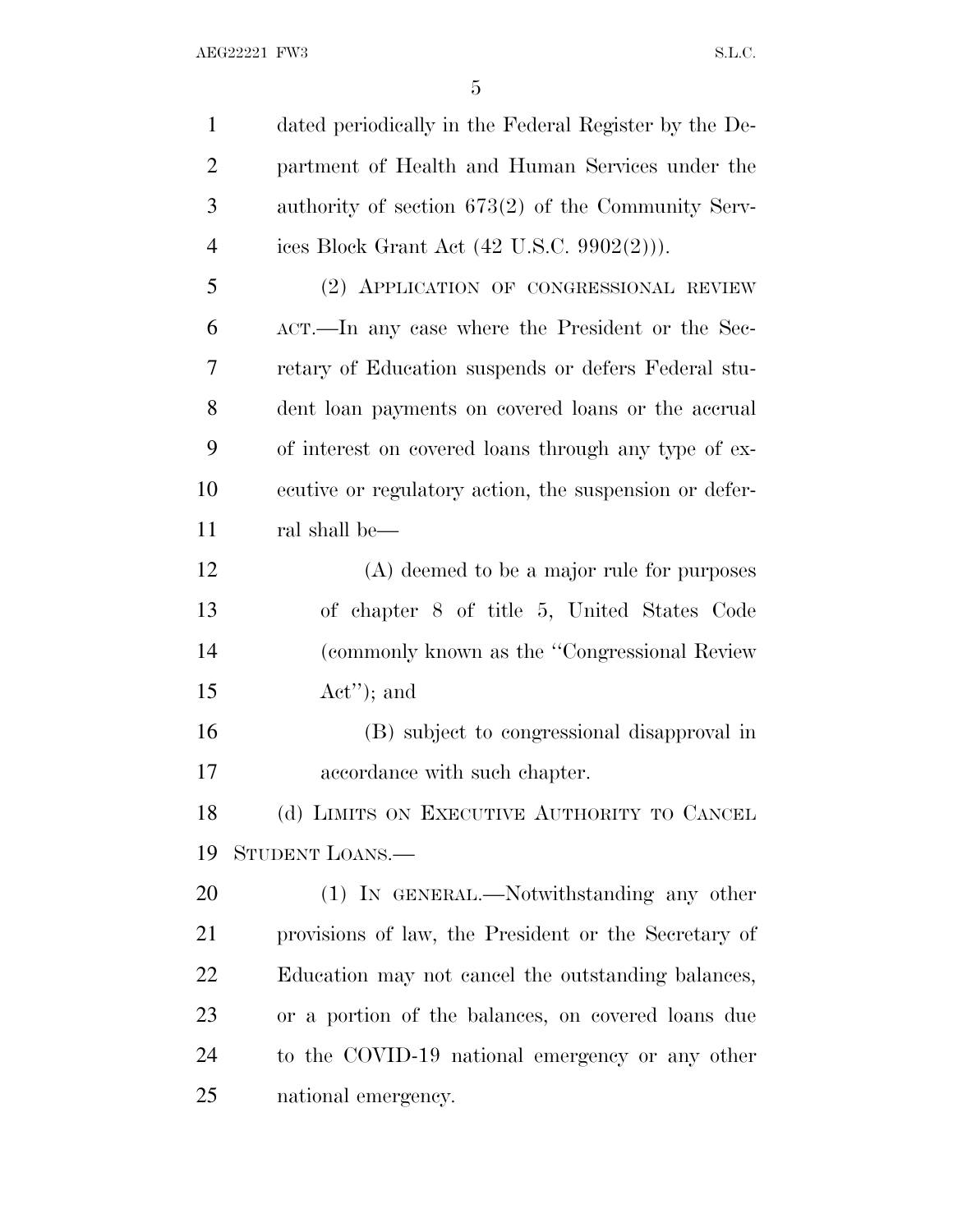dated periodically in the Federal Register by the Department of Health and Human Services under the authority of section 673(2) of the Community Services Block Grant Act (42 U.S.C. 9902(2))).

(2) APPLICATION OF CONGRESSIONAL REVIEW ACT.—In any case where the President or the Secretary of Education suspends or defers Federal student loan payments on covered loans or the accrual of interest on covered loans through any type of executive or regulatory action, the suspension or deferral shall be—

(A) deemed to be a major rule for purposes of chapter 8 of title 5, United States Code (commonly known as the ''Congressional Review Act''); and

(B) subject to congressional disapproval in accordance with such chapter.

(d) LIMITS ON EXECUTIVE AUTHORITY TO CANCEL STUDENT LOANS.—

(1) IN GENERAL.—Notwithstanding any other provisions of law, the President or the Secretary of Education may not cancel the outstanding balances, or a portion of the balances, on covered loans due to the COVID-19 national emergency or any other national emergency.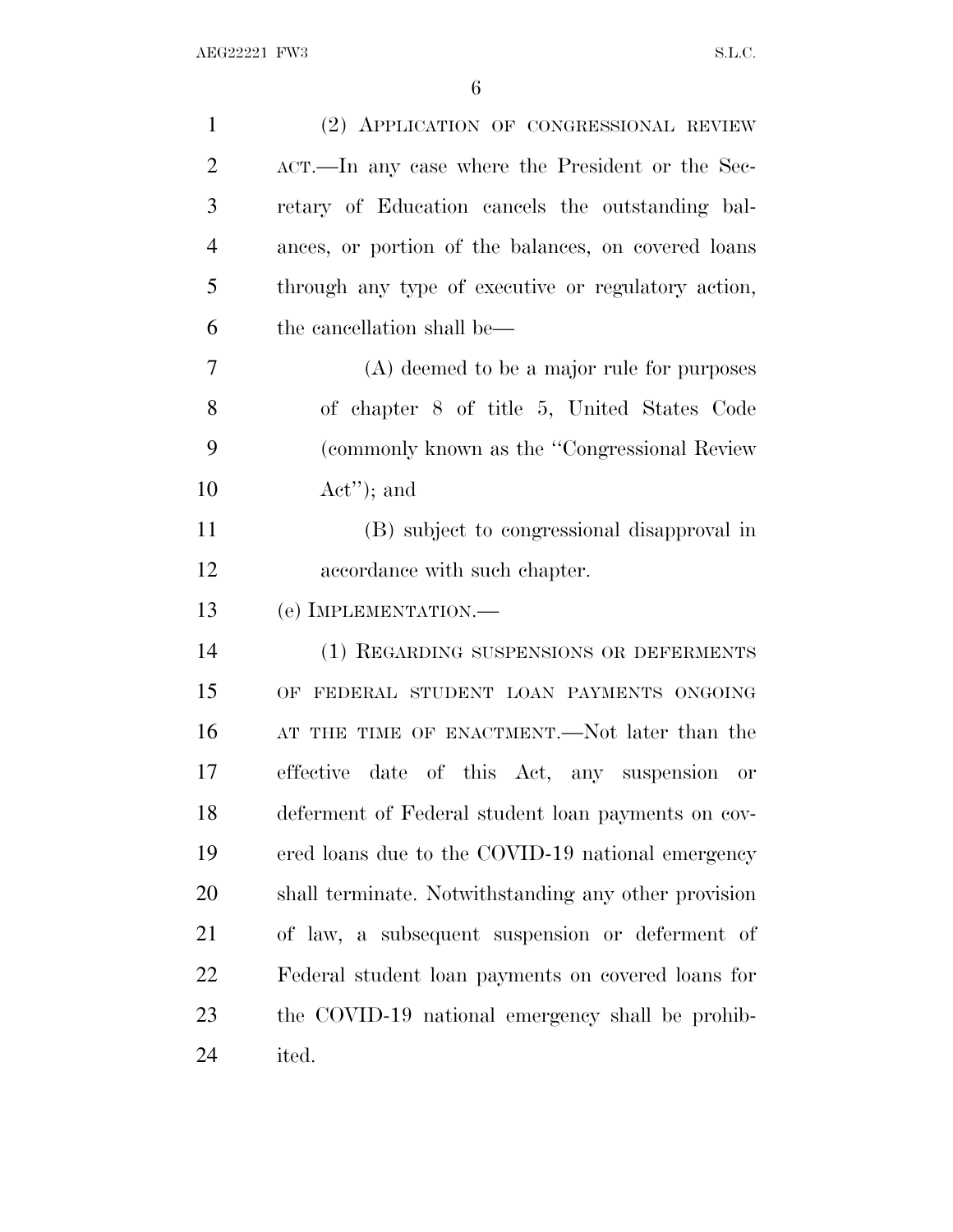(2) APPLICATION OF CONGRESSIONAL REVIEW ACT.—In any case where the President or the Secretary of Education cancels the outstanding balances, or portion of the balances, on covered loans through any type of executive or regulatory action, the cancellation shall be—

(A) deemed to be a major rule for purposes of chapter 8 of title 5, United States Code (commonly known as the ''Congressional Review Act''); and

(B) subject to congressional disapproval in accordance with such chapter.

(e) IMPLEMENTATION.—

(1) REGARDING SUSPENSIONS OR DEFERMENTS OF FEDERAL STUDENT LOAN PAYMENTS ONGOING AT THE TIME OF ENACTMENT.—Not later than the effective date of this Act, any suspension or deferment of Federal student loan payments on covered loans due to the COVID-19 national emergency shall terminate. Notwithstanding any other provision of law, a subsequent suspension or deferment of Federal student loan payments on covered loans for the COVID-19 national emergency shall be prohibited.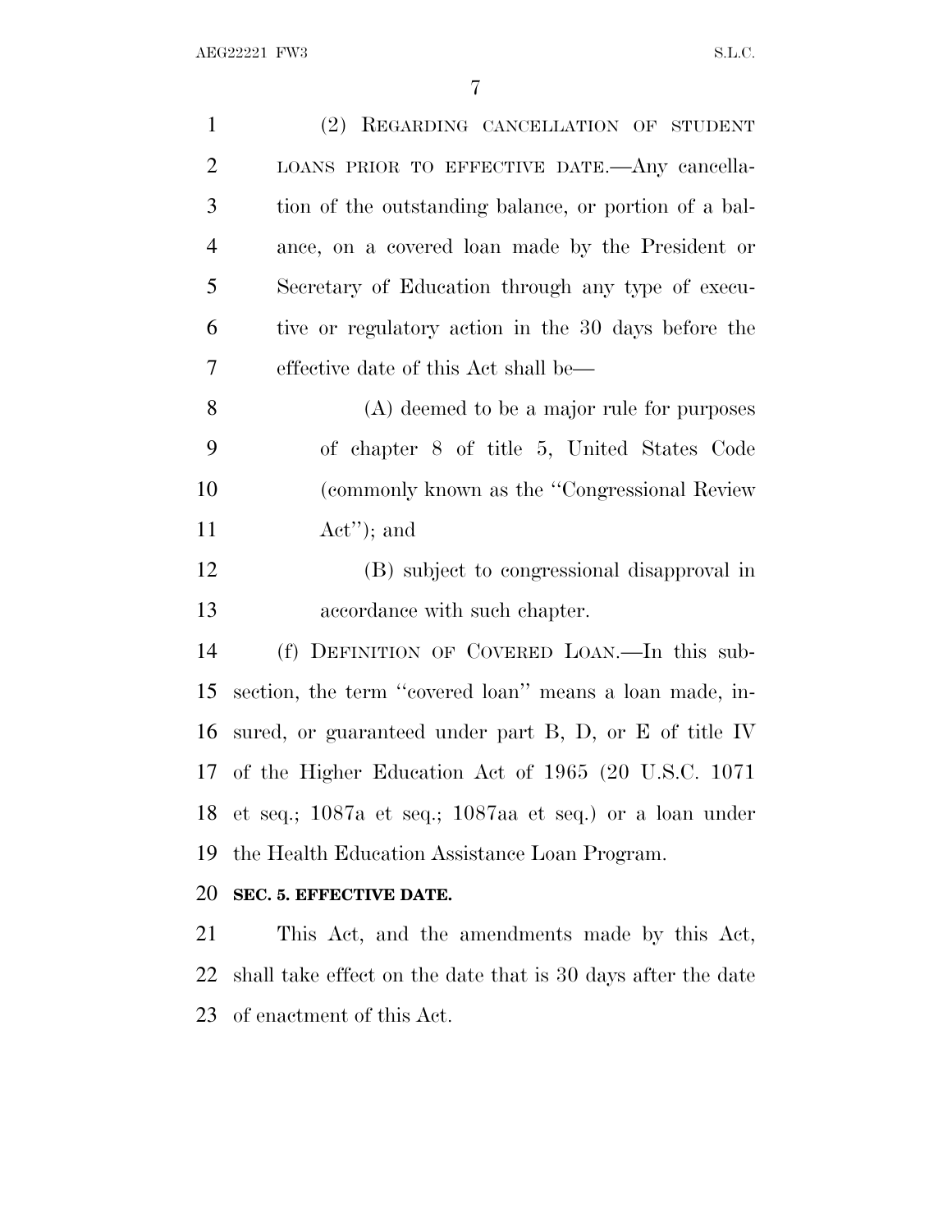(2) REGARDING CANCELLATION OF STUDENT LOANS PRIOR TO EFFECTIVE DATE.—Any cancellation of the outstanding balance, or portion of a balance, on a covered loan made by the President or Secretary of Education through any type of executive or regulatory action in the 30 days before the effective date of this Act shall be—

(A) deemed to be a major rule for purposes of chapter 8 of title 5, United States Code (commonly known as the ''Congressional Review Act''); and

(B) subject to congressional disapproval in accordance with such chapter.

(f) DEFINITION OF COVERED LOAN.—In this subsection, the term ''covered loan'' means a loan made, insured, or guaranteed under part B, D, or E of title IV of the Higher Education Act of 1965 (20 U.S.C. 1071 et seq.; 1087a et seq.; 1087aa et seq.) or a loan under the Health Education Assistance Loan Program.

**SEC. 5. EFFECTIVE DATE.**

This Act, and the amendments made by this Act, shall take effect on the date that is 30 days after the date of enactment of this Act.